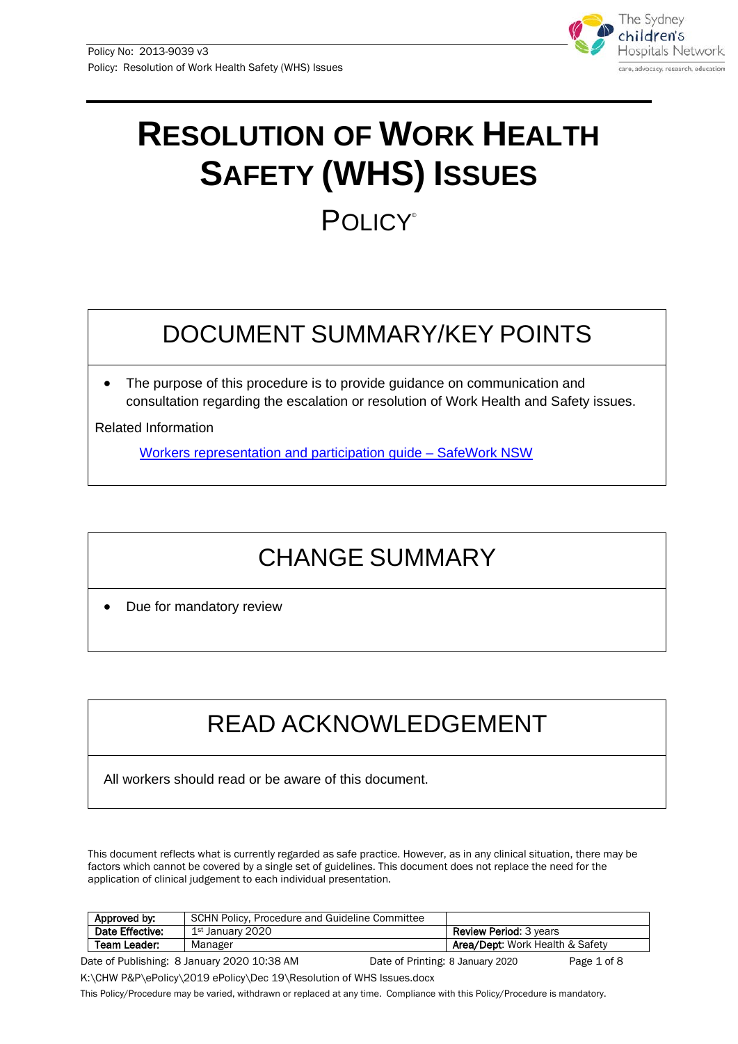# RESOLUTION OF WORK HEALTH SAFETY (WHS) ISSUES

## POLICY©

## DOCUMENT SUMMARY/KEY POINTS

- The purpose of this procedure is to provide guidance on communication and consultation regarding the escalation or resolution of Work Health and Safety issues.

Related Information

[Workers representation and participation guide – SafeWork NSW]()

## CHANGE SUMMARY

- Due for mandatory review

## READ ACKNOWLEDGEMENT

All workers should read or be aware of this document.

This document reflects what is currently regarded as safe practice. However, as in any clinical situation, there may be factors which cannot be covered by a single set of guidelines. This document does not replace the need for the application of clinical judgement to each individual presentation.

| **Approved by:** | SCHN Policy, Procedure and Guideline Committee | |
|---|---|---|
| **Date Effective:** | 1st January 2020 | **Review Period**: 3 years |
| **Team Leader:** | Manager | **Area/Dept**: Work Health & Safety |

Date of Publishing: 8 January 2020 10:38 AM    Date of Printing: 8 January 2020

K:\CHW P&P\ePolicy\2019 ePolicy\Dec 19\Resolution of WHS Issues.docx

This Policy/Procedure may be varied, withdrawn or replaced at any time. Compliance with this Policy/Procedure is mandatory.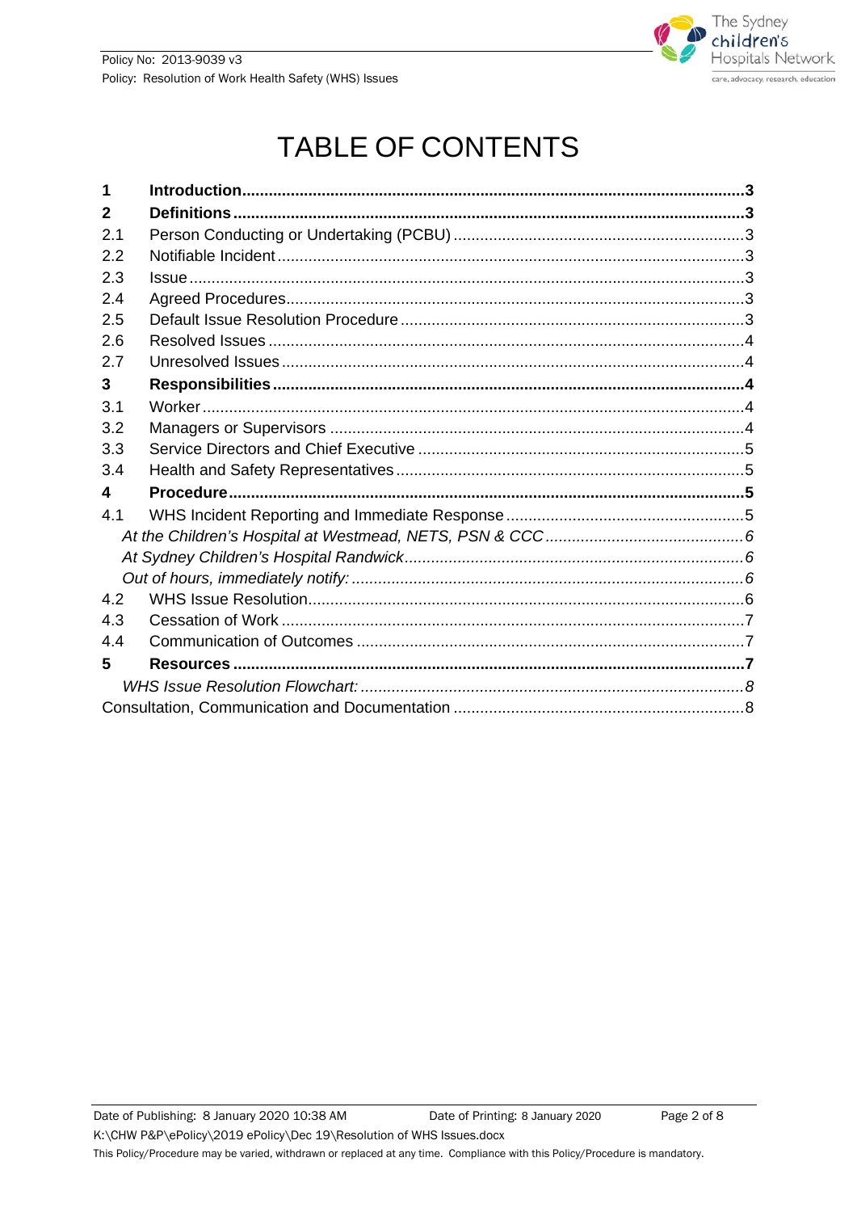# TABLE OF CONTENTS

**1 Introduction** ........ **3**

**2 Definitions** ........ **3**

2.1 Person Conducting or Undertaking (PCBU) ........ 3

2.2 Notifiable Incident ........ 3

2.3 Issue ........ 3

2.4 Agreed Procedures ........ 3

2.5 Default Issue Resolution Procedure ........ 3

2.6 Resolved Issues ........ 4

2.7 Unresolved Issues ........ 4

**3 Responsibilities** ........ **4**

3.1 Worker ........ 4

3.2 Managers or Supervisors ........ 4

3.3 Service Directors and Chief Executive ........ 5

3.4 Health and Safety Representatives ........ 5

**4 Procedure** ........ **5**

4.1 WHS Incident Reporting and Immediate Response ........ 5

*At the Children's Hospital at Westmead, NETS, PSN & CCC ........ 6*

*At Sydney Children's Hospital Randwick ........ 6*

*Out of hours, immediately notify: ........ 6*

4.2 WHS Issue Resolution ........ 6

4.3 Cessation of Work ........ 7

4.4 Communication of Outcomes ........ 7

**5 Resources** ........ **7**

*WHS Issue Resolution Flowchart: ........ 8*

Consultation, Communication and Documentation ........ 8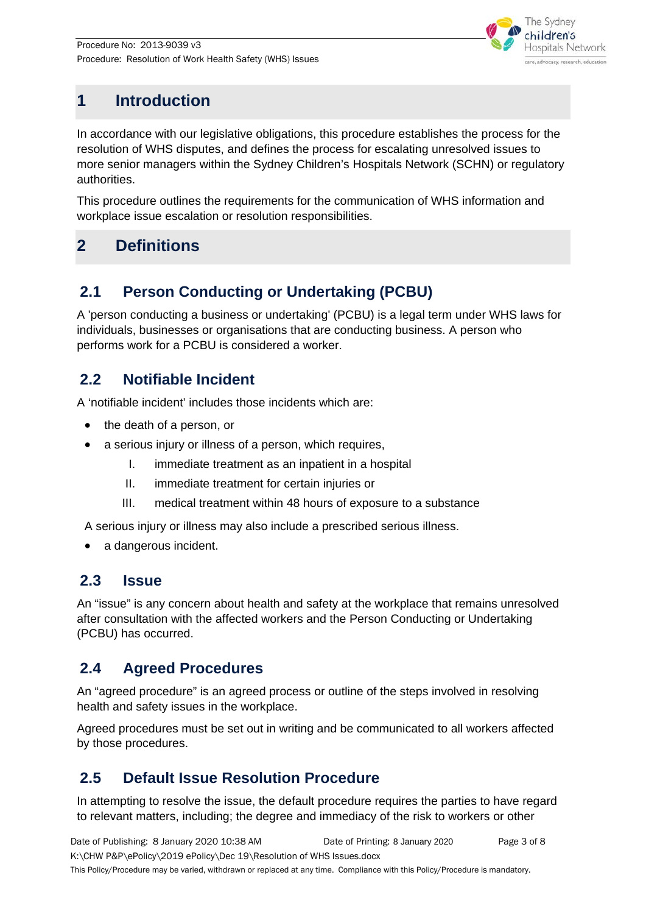# 1 Introduction

In accordance with our legislative obligations, this procedure establishes the process for the resolution of WHS disputes, and defines the process for escalating unresolved issues to more senior managers within the Sydney Children's Hospitals Network (SCHN) or regulatory authorities.

This procedure outlines the requirements for the communication of WHS information and workplace issue escalation or resolution responsibilities.

# 2 Definitions

## 2.1 Person Conducting or Undertaking (PCBU)

A 'person conducting a business or undertaking' (PCBU) is a legal term under WHS laws for individuals, businesses or organisations that are conducting business. A person who performs work for a PCBU is considered a worker.

## 2.2 Notifiable Incident

A 'notifiable incident' includes those incidents which are:

- the death of a person, or
- a serious injury or illness of a person, which requires,
    I. immediate treatment as an inpatient in a hospital
    II. immediate treatment for certain injuries or
    III. medical treatment within 48 hours of exposure to a substance

A serious injury or illness may also include a prescribed serious illness.

- a dangerous incident.

## 2.3 Issue

An "issue" is any concern about health and safety at the workplace that remains unresolved after consultation with the affected workers and the Person Conducting or Undertaking (PCBU) has occurred.

## 2.4 Agreed Procedures

An "agreed procedure" is an agreed process or outline of the steps involved in resolving health and safety issues in the workplace.

Agreed procedures must be set out in writing and be communicated to all workers affected by those procedures.

## 2.5 Default Issue Resolution Procedure

In attempting to resolve the issue, the default procedure requires the parties to have regard to relevant matters, including; the degree and immediacy of the risk to workers or other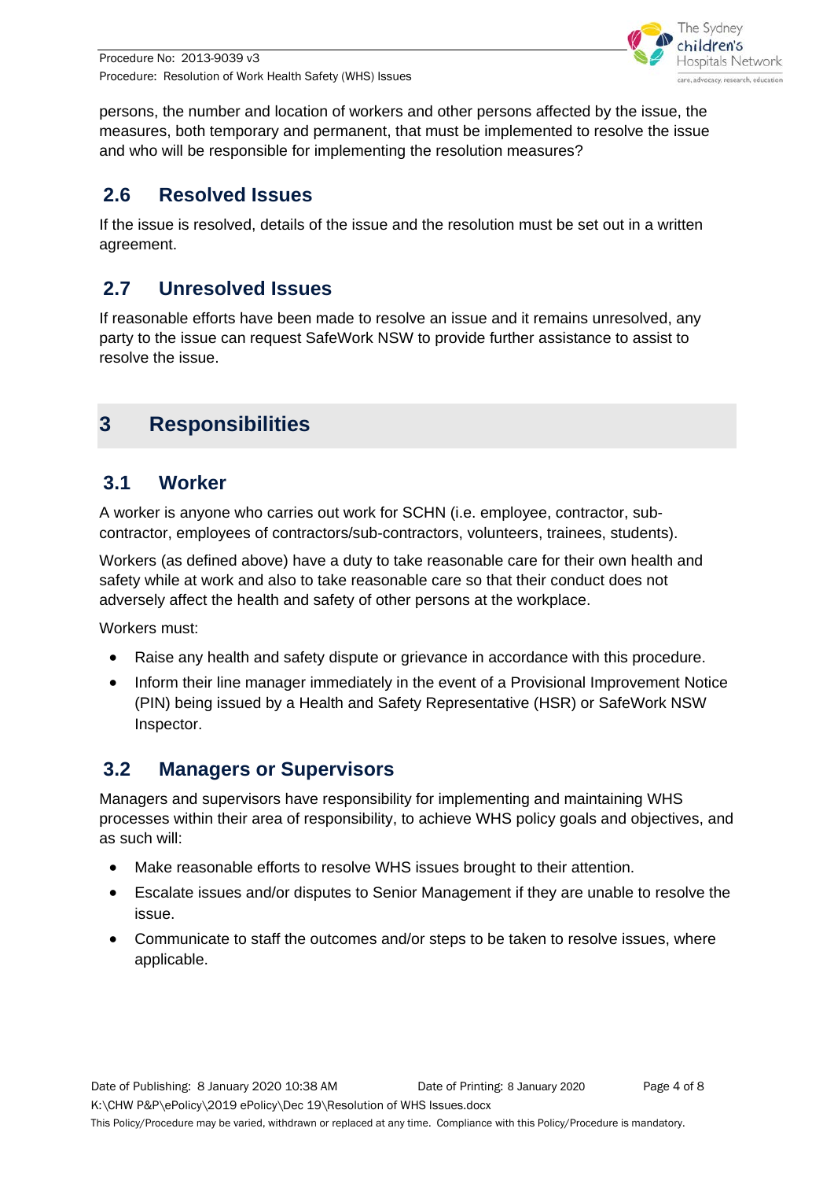persons, the number and location of workers and other persons affected by the issue, the measures, both temporary and permanent, that must be implemented to resolve the issue and who will be responsible for implementing the resolution measures?

### 2.6 Resolved Issues

If the issue is resolved, details of the issue and the resolution must be set out in a written agreement.

### 2.7 Unresolved Issues

If reasonable efforts have been made to resolve an issue and it remains unresolved, any party to the issue can request SafeWork NSW to provide further assistance to assist to resolve the issue.

## 3 Responsibilities

### 3.1 Worker

A worker is anyone who carries out work for SCHN (i.e. employee, contractor, sub-contractor, employees of contractors/sub-contractors, volunteers, trainees, students).

Workers (as defined above) have a duty to take reasonable care for their own health and safety while at work and also to take reasonable care so that their conduct does not adversely affect the health and safety of other persons at the workplace.

Workers must:

- Raise any health and safety dispute or grievance in accordance with this procedure.
- Inform their line manager immediately in the event of a Provisional Improvement Notice (PIN) being issued by a Health and Safety Representative (HSR) or SafeWork NSW Inspector.

### 3.2 Managers or Supervisors

Managers and supervisors have responsibility for implementing and maintaining WHS processes within their area of responsibility, to achieve WHS policy goals and objectives, and as such will:

- Make reasonable efforts to resolve WHS issues brought to their attention.
- Escalate issues and/or disputes to Senior Management if they are unable to resolve the issue.
- Communicate to staff the outcomes and/or steps to be taken to resolve issues, where applicable.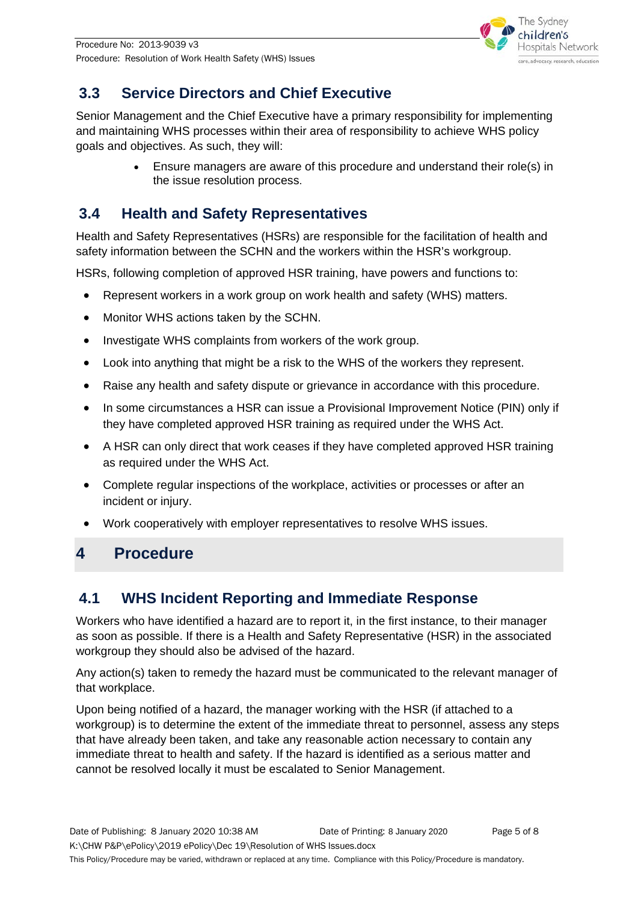## 3.3 Service Directors and Chief Executive

Senior Management and the Chief Executive have a primary responsibility for implementing and maintaining WHS processes within their area of responsibility to achieve WHS policy goals and objectives. As such, they will:

- Ensure managers are aware of this procedure and understand their role(s) in the issue resolution process.

## 3.4 Health and Safety Representatives

Health and Safety Representatives (HSRs) are responsible for the facilitation of health and safety information between the SCHN and the workers within the HSR's workgroup.

HSRs, following completion of approved HSR training, have powers and functions to:

- Represent workers in a work group on work health and safety (WHS) matters.
- Monitor WHS actions taken by the SCHN.
- Investigate WHS complaints from workers of the work group.
- Look into anything that might be a risk to the WHS of the workers they represent.
- Raise any health and safety dispute or grievance in accordance with this procedure.
- In some circumstances a HSR can issue a Provisional Improvement Notice (PIN) only if they have completed approved HSR training as required under the WHS Act.
- A HSR can only direct that work ceases if they have completed approved HSR training as required under the WHS Act.
- Complete regular inspections of the workplace, activities or processes or after an incident or injury.
- Work cooperatively with employer representatives to resolve WHS issues.

# 4 Procedure

## 4.1 WHS Incident Reporting and Immediate Response

Workers who have identified a hazard are to report it, in the first instance, to their manager as soon as possible. If there is a Health and Safety Representative (HSR) in the associated workgroup they should also be advised of the hazard.

Any action(s) taken to remedy the hazard must be communicated to the relevant manager of that workplace.

Upon being notified of a hazard, the manager working with the HSR (if attached to a workgroup) is to determine the extent of the immediate threat to personnel, assess any steps that have already been taken, and take any reasonable action necessary to contain any immediate threat to health and safety. If the hazard is identified as a serious matter and cannot be resolved locally it must be escalated to Senior Management.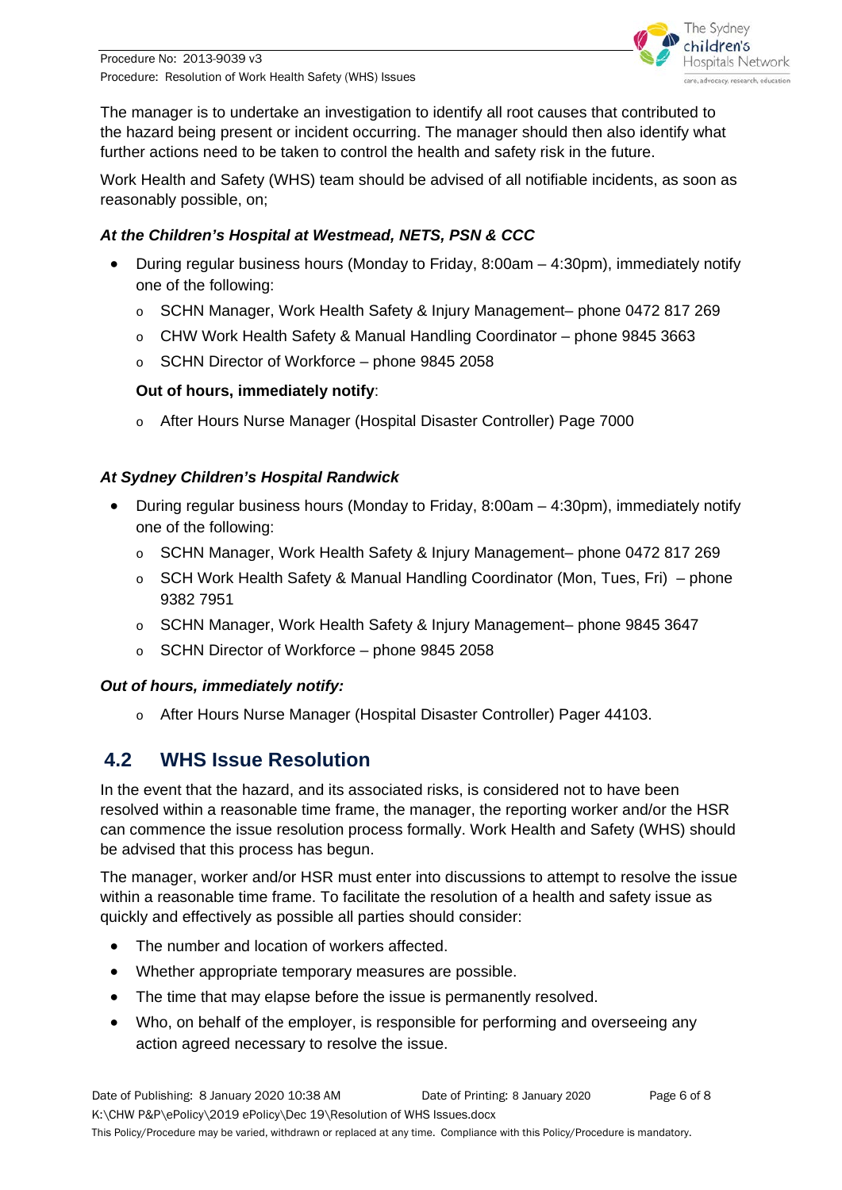The manager is to undertake an investigation to identify all root causes that contributed to the hazard being present or incident occurring. The manager should then also identify what further actions need to be taken to control the health and safety risk in the future.

Work Health and Safety (WHS) team should be advised of all notifiable incidents, as soon as reasonably possible, on;

***At the Children's Hospital at Westmead, NETS, PSN & CCC***

- During regular business hours (Monday to Friday, 8:00am – 4:30pm), immediately notify one of the following:
  - SCHN Manager, Work Health Safety & Injury Management– phone 0472 817 269
  - CHW Work Health Safety & Manual Handling Coordinator – phone 9845 3663
  - SCHN Director of Workforce – phone 9845 2058

  **Out of hours, immediately notify**:

  - After Hours Nurse Manager (Hospital Disaster Controller) Page 7000

***At Sydney Children's Hospital Randwick***

- During regular business hours (Monday to Friday, 8:00am – 4:30pm), immediately notify one of the following:
  - SCHN Manager, Work Health Safety & Injury Management– phone 0472 817 269
  - SCH Work Health Safety & Manual Handling Coordinator (Mon, Tues, Fri) – phone 9382 7951
  - SCHN Manager, Work Health Safety & Injury Management– phone 9845 3647
  - SCHN Director of Workforce – phone 9845 2058

***Out of hours, immediately notify:***

- After Hours Nurse Manager (Hospital Disaster Controller) Pager 44103.

## 4.2 WHS Issue Resolution

In the event that the hazard, and its associated risks, is considered not to have been resolved within a reasonable time frame, the manager, the reporting worker and/or the HSR can commence the issue resolution process formally. Work Health and Safety (WHS) should be advised that this process has begun.

The manager, worker and/or HSR must enter into discussions to attempt to resolve the issue within a reasonable time frame. To facilitate the resolution of a health and safety issue as quickly and effectively as possible all parties should consider:

- The number and location of workers affected.
- Whether appropriate temporary measures are possible.
- The time that may elapse before the issue is permanently resolved.
- Who, on behalf of the employer, is responsible for performing and overseeing any action agreed necessary to resolve the issue.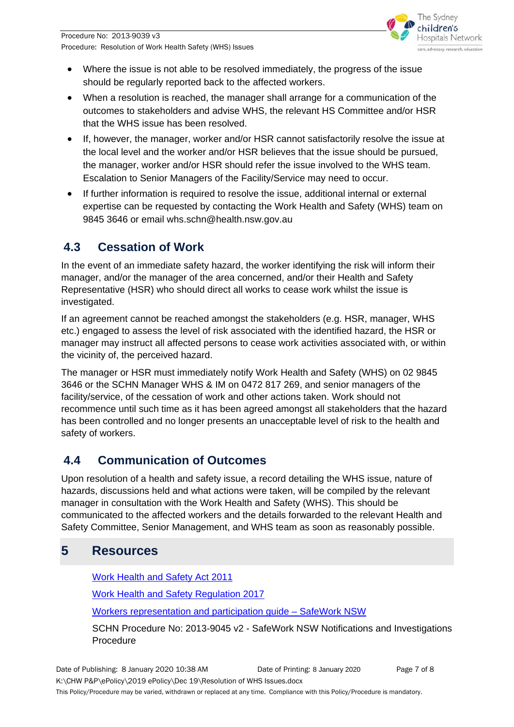- Where the issue is not able to be resolved immediately, the progress of the issue should be regularly reported back to the affected workers.
- When a resolution is reached, the manager shall arrange for a communication of the outcomes to stakeholders and advise WHS, the relevant HS Committee and/or HSR that the WHS issue has been resolved.
- If, however, the manager, worker and/or HSR cannot satisfactorily resolve the issue at the local level and the worker and/or HSR believes that the issue should be pursued, the manager, worker and/or HSR should refer the issue involved to the WHS team. Escalation to Senior Managers of the Facility/Service may need to occur.
- If further information is required to resolve the issue, additional internal or external expertise can be requested by contacting the Work Health and Safety (WHS) team on 9845 3646 or email whs.schn@health.nsw.gov.au

## 4.3 Cessation of Work

In the event of an immediate safety hazard, the worker identifying the risk will inform their manager, and/or the manager of the area concerned, and/or their Health and Safety Representative (HSR) who should direct all works to cease work whilst the issue is investigated.

If an agreement cannot be reached amongst the stakeholders (e.g. HSR, manager, WHS etc.) engaged to assess the level of risk associated with the identified hazard, the HSR or manager may instruct all affected persons to cease work activities associated with, or within the vicinity of, the perceived hazard.

The manager or HSR must immediately notify Work Health and Safety (WHS) on 02 9845 3646 or the SCHN Manager WHS & IM on 0472 817 269, and senior managers of the facility/service, of the cessation of work and other actions taken. Work should not recommence until such time as it has been agreed amongst all stakeholders that the hazard has been controlled and no longer presents an unacceptable level of risk to the health and safety of workers.

## 4.4 Communication of Outcomes

Upon resolution of a health and safety issue, a record detailing the WHS issue, nature of hazards, discussions held and what actions were taken, will be compiled by the relevant manager in consultation with the Work Health and Safety (WHS). This should be communicated to the affected workers and the details forwarded to the relevant Health and Safety Committee, Senior Management, and WHS team as soon as reasonably possible.

# 5 Resources

Work Health and Safety Act 2011

Work Health and Safety Regulation 2017

Workers representation and participation guide – SafeWork NSW

SCHN Procedure No: 2013-9045 v2 - SafeWork NSW Notifications and Investigations Procedure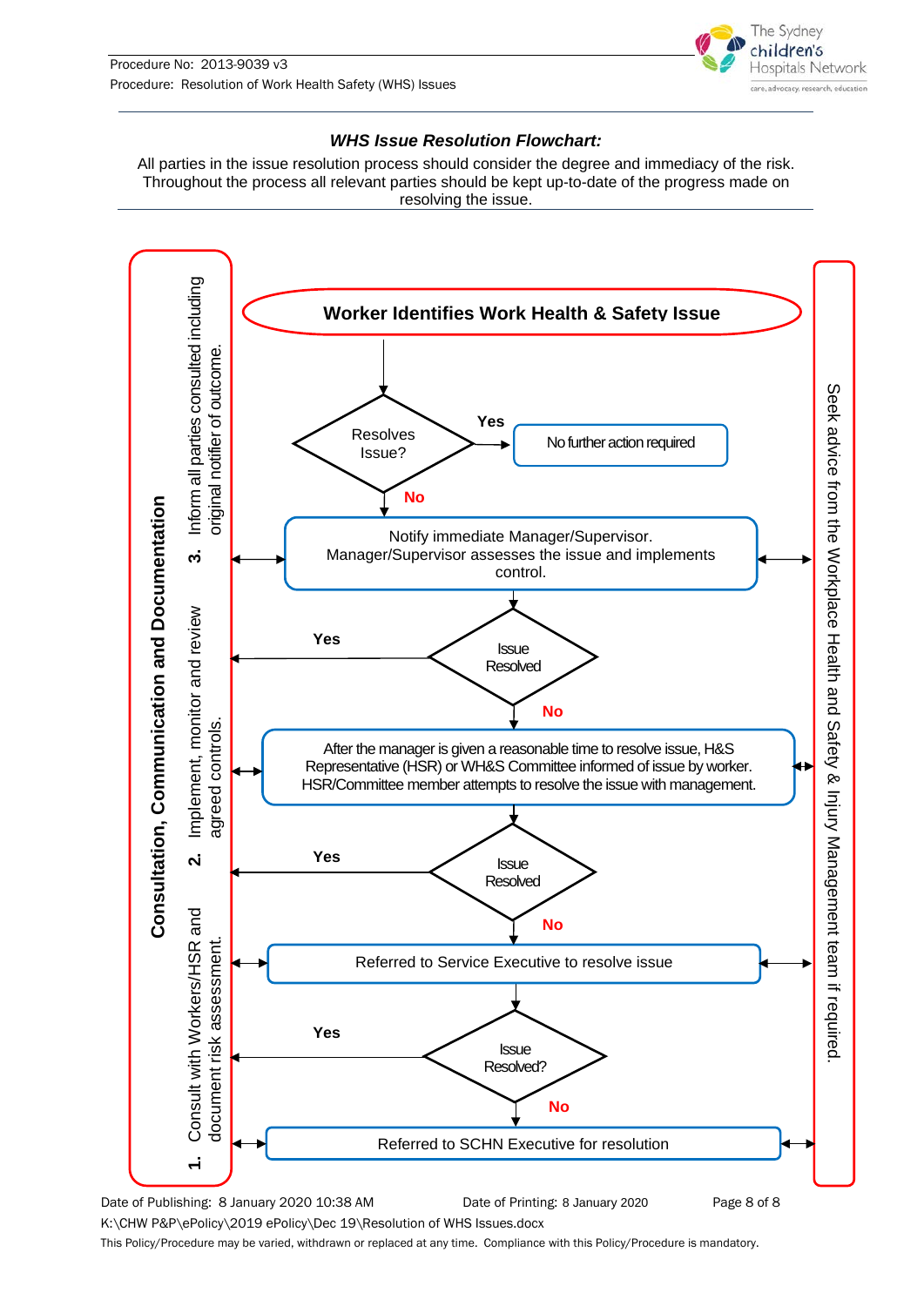### *WHS Issue Resolution Flowchart:*

All parties in the issue resolution process should consider the degree and immediacy of the risk. Throughout the process all relevant parties should be kept up-to-date of the progress made on resolving the issue.

**Consultation, Communication and Documentation**

1. Consult with Workers/HSR and document risk assessment.
2. Implement, monitor and review agreed controls.
3. Inform all parties consulted including original notifier of outcome.

**Worker Identifies Work Health & Safety Issue**

Resolves Issue?

Yes

No further action required

No

Notify immediate Manager/Supervisor. Manager/Supervisor assesses the issue and implements control.

Issue Resolved

Yes

No

After the manager is given a reasonable time to resolve issue, H&S Representative (HSR) or WH&S Committee informed of issue by worker. HSR/Committee member attempts to resolve the issue with management.

Issue Resolved

Yes

No

Referred to Service Executive to resolve issue

Issue Resolved?

Yes

No

Referred to SCHN Executive for resolution

Seek advice from the Workplace Health and Safety & Injury Management team if required.

Date of Publishing: 8 January 2020 10:38 AM Date of Printing: 8 January 2020

K:\CHW P&P\ePolicy\2019 ePolicy\Dec 19\Resolution of WHS Issues.docx

This Policy/Procedure may be varied, withdrawn or replaced at any time. Compliance with this Policy/Procedure is mandatory.